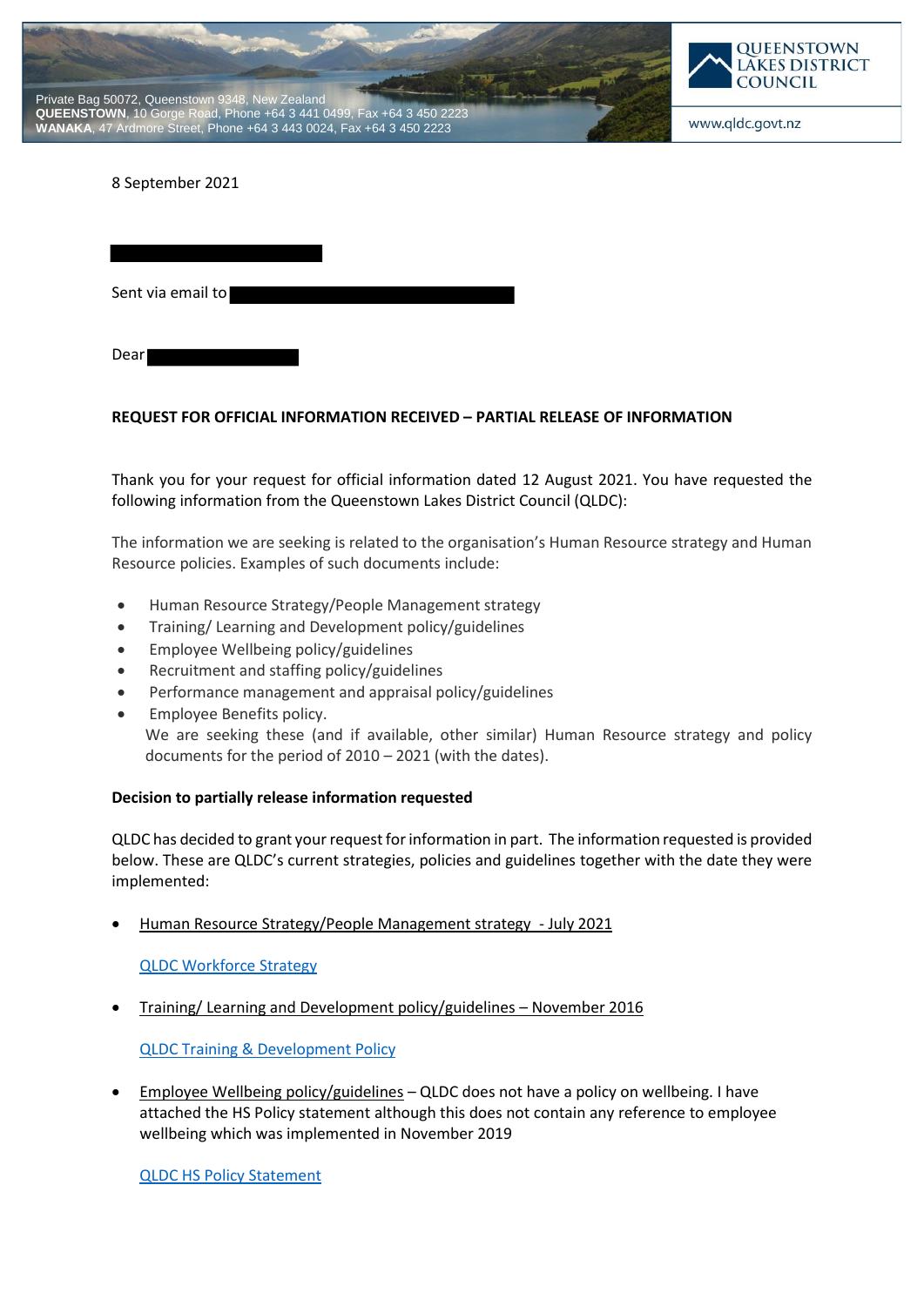Private Bag 50072, Queenstown 9348, New Zealand
**QUEENSTOWN**, 10 Gorge Road, Phone +64 3 441 0499, Fax +64 3 450 2223
**WANAKA**, 47 Ardmore Street, Phone +64 3 443 0024, Fax +64 3 450 2223

QUEENSTOWN LAKES DISTRICT COUNCIL

www.qldc.govt.nz

8 September 2021

Sent via email to

Dear

**REQUEST FOR OFFICIAL INFORMATION RECEIVED – PARTIAL RELEASE OF INFORMATION**

Thank you for your request for official information dated 12 August 2021. You have requested the following information from the Queenstown Lakes District Council (QLDC):

The information we are seeking is related to the organisation's Human Resource strategy and Human Resource policies. Examples of such documents include:

- Human Resource Strategy/People Management strategy
- Training/ Learning and Development policy/guidelines
- Employee Wellbeing policy/guidelines
- Recruitment and staffing policy/guidelines
- Performance management and appraisal policy/guidelines
- Employee Benefits policy.

  We are seeking these (and if available, other similar) Human Resource strategy and policy documents for the period of 2010 – 2021 (with the dates).

**Decision to partially release information requested**

QLDC has decided to grant your request for information in part. The information requested is provided below. These are QLDC's current strategies, policies and guidelines together with the date they were implemented:

- Human Resource Strategy/People Management strategy - July 2021

  QLDC Workforce Strategy

- Training/ Learning and Development policy/guidelines – November 2016

  QLDC Training & Development Policy

- Employee Wellbeing policy/guidelines – QLDC does not have a policy on wellbeing. I have attached the HS Policy statement although this does not contain any reference to employee wellbeing which was implemented in November 2019

  QLDC HS Policy Statement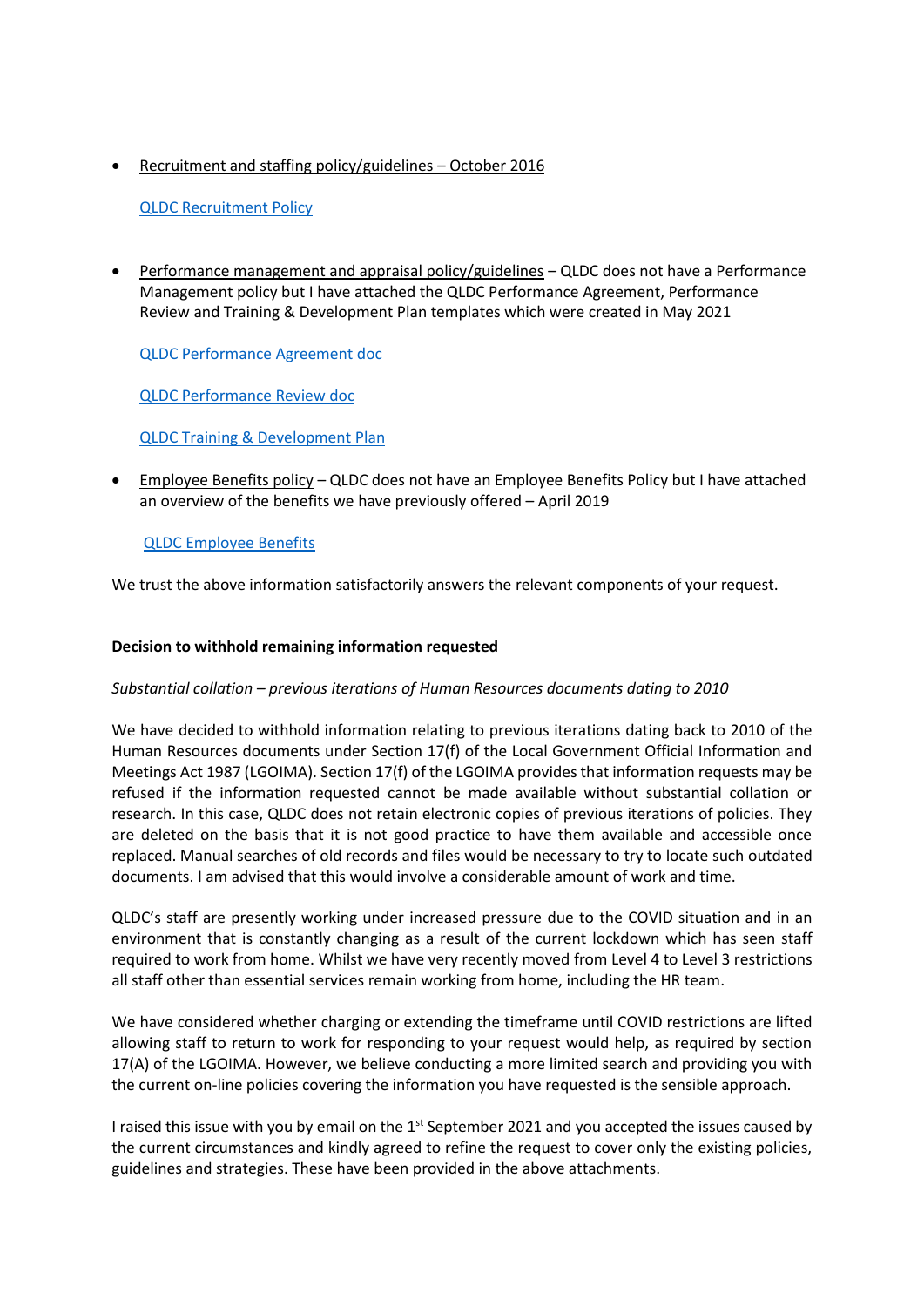- Recruitment and staffing policy/guidelines – October 2016

  QLDC Recruitment Policy

- Performance management and appraisal policy/guidelines – QLDC does not have a Performance Management policy but I have attached the QLDC Performance Agreement, Performance Review and Training & Development Plan templates which were created in May 2021

  QLDC Performance Agreement doc

  QLDC Performance Review doc

  QLDC Training & Development Plan

- Employee Benefits policy – QLDC does not have an Employee Benefits Policy but I have attached an overview of the benefits we have previously offered – April 2019

  QLDC Employee Benefits

We trust the above information satisfactorily answers the relevant components of your request.

**Decision to withhold remaining information requested**

*Substantial collation – previous iterations of Human Resources documents dating to 2010*

We have decided to withhold information relating to previous iterations dating back to 2010 of the Human Resources documents under Section 17(f) of the Local Government Official Information and Meetings Act 1987 (LGOIMA). Section 17(f) of the LGOIMA provides that information requests may be refused if the information requested cannot be made available without substantial collation or research. In this case, QLDC does not retain electronic copies of previous iterations of policies. They are deleted on the basis that it is not good practice to have them available and accessible once replaced. Manual searches of old records and files would be necessary to try to locate such outdated documents. I am advised that this would involve a considerable amount of work and time.

QLDC's staff are presently working under increased pressure due to the COVID situation and in an environment that is constantly changing as a result of the current lockdown which has seen staff required to work from home. Whilst we have very recently moved from Level 4 to Level 3 restrictions all staff other than essential services remain working from home, including the HR team.

We have considered whether charging or extending the timeframe until COVID restrictions are lifted allowing staff to return to work for responding to your request would help, as required by section 17(A) of the LGOIMA. However, we believe conducting a more limited search and providing you with the current on-line policies covering the information you have requested is the sensible approach.

I raised this issue with you by email on the 1st September 2021 and you accepted the issues caused by the current circumstances and kindly agreed to refine the request to cover only the existing policies, guidelines and strategies. These have been provided in the above attachments.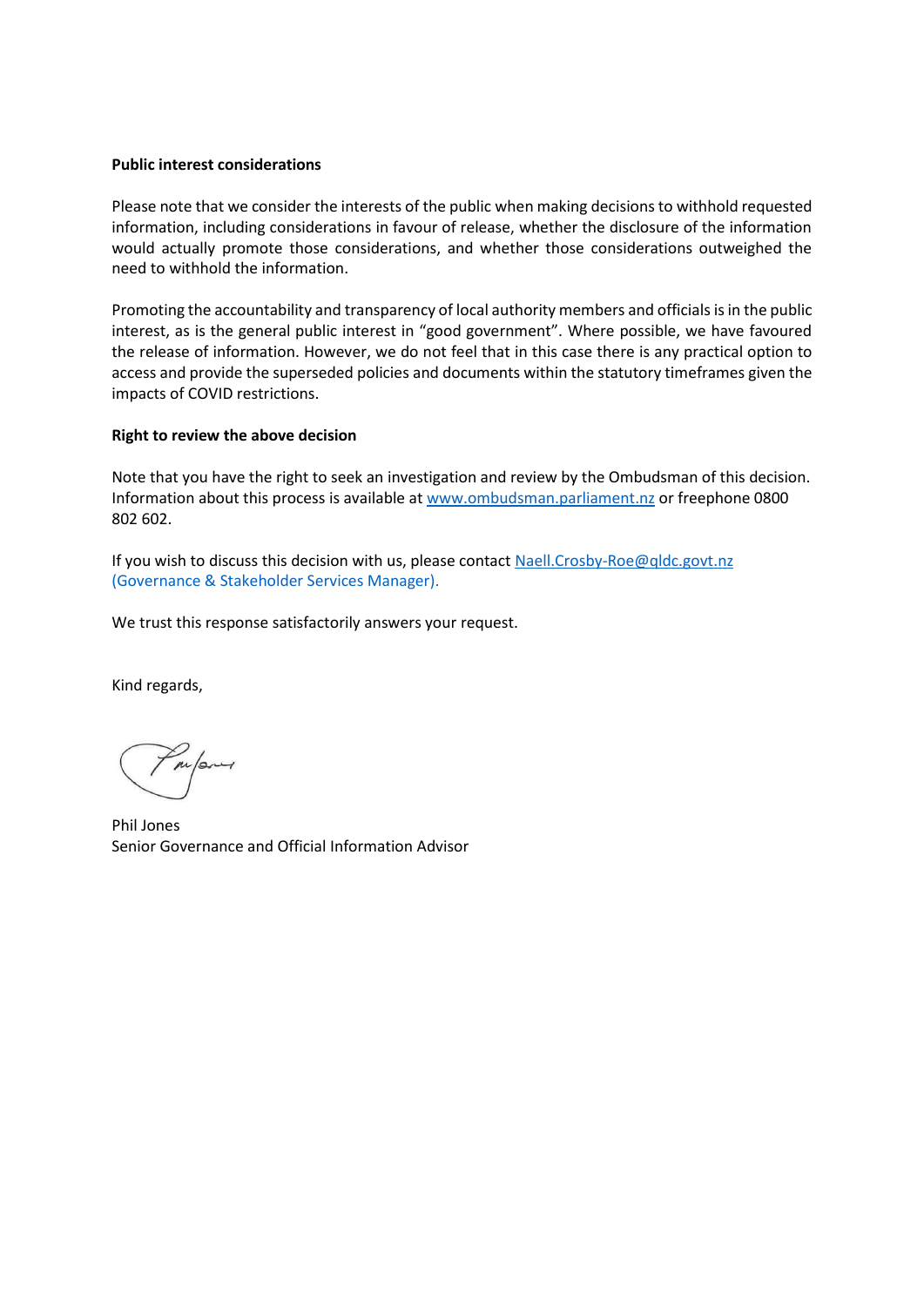**Public interest considerations**

Please note that we consider the interests of the public when making decisions to withhold requested information, including considerations in favour of release, whether the disclosure of the information would actually promote those considerations, and whether those considerations outweighed the need to withhold the information.

Promoting the accountability and transparency of local authority members and officials is in the public interest, as is the general public interest in "good government". Where possible, we have favoured the release of information. However, we do not feel that in this case there is any practical option to access and provide the superseded policies and documents within the statutory timeframes given the impacts of COVID restrictions.

**Right to review the above decision**

Note that you have the right to seek an investigation and review by the Ombudsman of this decision. Information about this process is available at www.ombudsman.parliament.nz or freephone 0800 802 602.

If you wish to discuss this decision with us, please contact Naell.Crosby-Roe@qldc.govt.nz (Governance & Stakeholder Services Manager).

We trust this response satisfactorily answers your request.

Kind regards,

Phil Jones
Senior Governance and Official Information Advisor